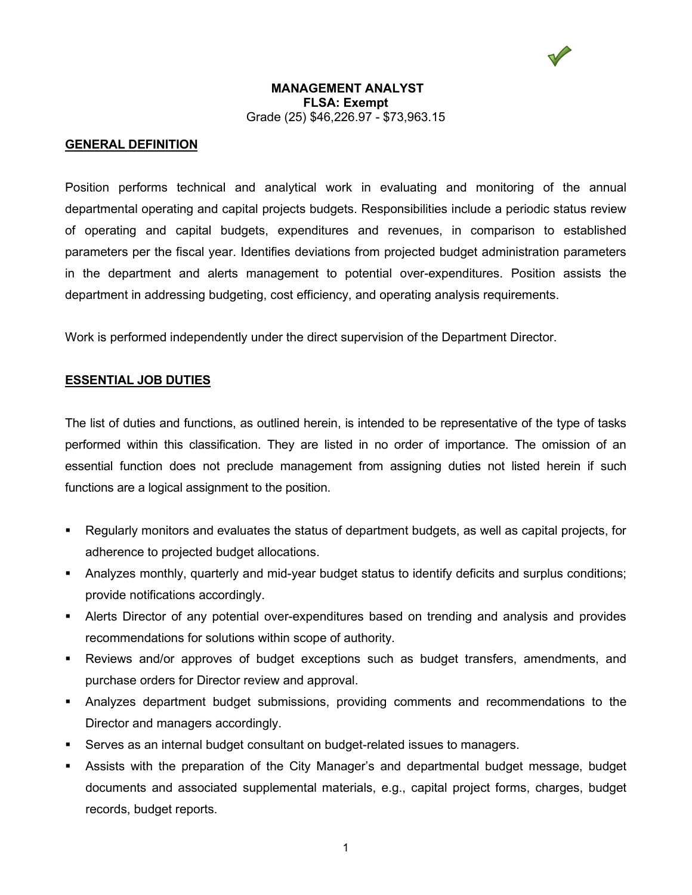# MANAGEMENT ANALYST
**FLSA: Exempt**

Grade (25) $46,226.97 - $73,963.15

## GENERAL DEFINITION

Position performs technical and analytical work in evaluating and monitoring of the annual departmental operating and capital projects budgets. Responsibilities include a periodic status review of operating and capital budgets, expenditures and revenues, in comparison to established parameters per the fiscal year. Identifies deviations from projected budget administration parameters in the department and alerts management to potential over-expenditures. Position assists the department in addressing budgeting, cost efficiency, and operating analysis requirements.

Work is performed independently under the direct supervision of the Department Director.

## ESSENTIAL JOB DUTIES

The list of duties and functions, as outlined herein, is intended to be representative of the type of tasks performed within this classification. They are listed in no order of importance. The omission of an essential function does not preclude management from assigning duties not listed herein if such functions are a logical assignment to the position.

- Regularly monitors and evaluates the status of department budgets, as well as capital projects, for adherence to projected budget allocations.
- Analyzes monthly, quarterly and mid-year budget status to identify deficits and surplus conditions; provide notifications accordingly.
- Alerts Director of any potential over-expenditures based on trending and analysis and provides recommendations for solutions within scope of authority.
- Reviews and/or approves of budget exceptions such as budget transfers, amendments, and purchase orders for Director review and approval.
- Analyzes department budget submissions, providing comments and recommendations to the Director and managers accordingly.
- Serves as an internal budget consultant on budget-related issues to managers.
- Assists with the preparation of the City Manager's and departmental budget message, budget documents and associated supplemental materials, e.g., capital project forms, charges, budget records, budget reports.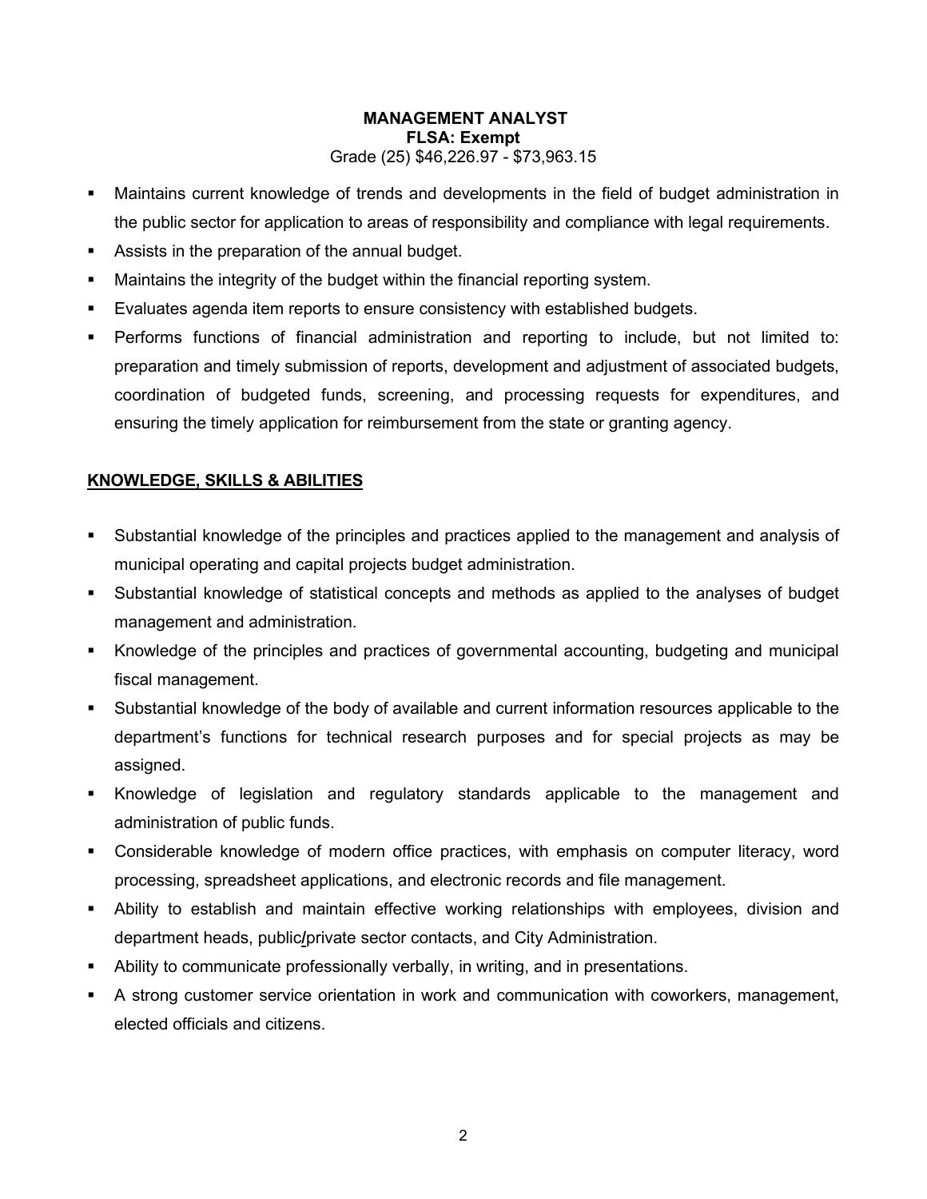**MANAGEMENT ANALYST**
**FLSA: Exempt**
Grade (25) $46,226.97 - $73,963.15

- Maintains current knowledge of trends and developments in the field of budget administration in the public sector for application to areas of responsibility and compliance with legal requirements.
- Assists in the preparation of the annual budget.
- Maintains the integrity of the budget within the financial reporting system.
- Evaluates agenda item reports to ensure consistency with established budgets.
- Performs functions of financial administration and reporting to include, but not limited to: preparation and timely submission of reports, development and adjustment of associated budgets, coordination of budgeted funds, screening, and processing requests for expenditures, and ensuring the timely application for reimbursement from the state or granting agency.

## KNOWLEDGE, SKILLS & ABILITIES

- Substantial knowledge of the principles and practices applied to the management and analysis of municipal operating and capital projects budget administration.
- Substantial knowledge of statistical concepts and methods as applied to the analyses of budget management and administration.
- Knowledge of the principles and practices of governmental accounting, budgeting and municipal fiscal management.
- Substantial knowledge of the body of available and current information resources applicable to the department's functions for technical research purposes and for special projects as may be assigned.
- Knowledge of legislation and regulatory standards applicable to the management and administration of public funds.
- Considerable knowledge of modern office practices, with emphasis on computer literacy, word processing, spreadsheet applications, and electronic records and file management.
- Ability to establish and maintain effective working relationships with employees, division and department heads, public/private sector contacts, and City Administration.
- Ability to communicate professionally verbally, in writing, and in presentations.
- A strong customer service orientation in work and communication with coworkers, management, elected officials and citizens.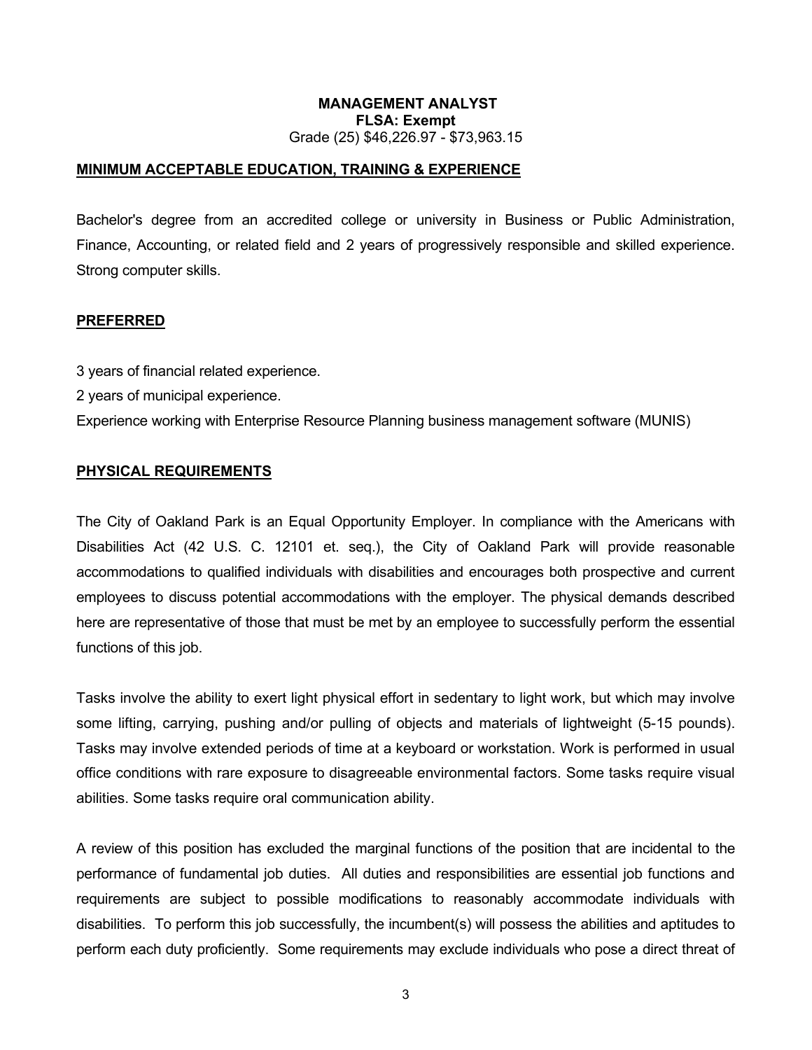**MANAGEMENT ANALYST**
**FLSA: Exempt**
Grade (25) $46,226.97 - $73,963.15

## MINIMUM ACCEPTABLE EDUCATION, TRAINING & EXPERIENCE

Bachelor's degree from an accredited college or university in Business or Public Administration, Finance, Accounting, or related field and 2 years of progressively responsible and skilled experience. Strong computer skills.

## PREFERRED

3 years of financial related experience.
2 years of municipal experience.
Experience working with Enterprise Resource Planning business management software (MUNIS)

## PHYSICAL REQUIREMENTS

The City of Oakland Park is an Equal Opportunity Employer. In compliance with the Americans with Disabilities Act (42 U.S. C. 12101 et. seq.), the City of Oakland Park will provide reasonable accommodations to qualified individuals with disabilities and encourages both prospective and current employees to discuss potential accommodations with the employer. The physical demands described here are representative of those that must be met by an employee to successfully perform the essential functions of this job.

Tasks involve the ability to exert light physical effort in sedentary to light work, but which may involve some lifting, carrying, pushing and/or pulling of objects and materials of lightweight (5-15 pounds). Tasks may involve extended periods of time at a keyboard or workstation. Work is performed in usual office conditions with rare exposure to disagreeable environmental factors. Some tasks require visual abilities. Some tasks require oral communication ability.

A review of this position has excluded the marginal functions of the position that are incidental to the performance of fundamental job duties. All duties and responsibilities are essential job functions and requirements are subject to possible modifications to reasonably accommodate individuals with disabilities. To perform this job successfully, the incumbent(s) will possess the abilities and aptitudes to perform each duty proficiently. Some requirements may exclude individuals who pose a direct threat of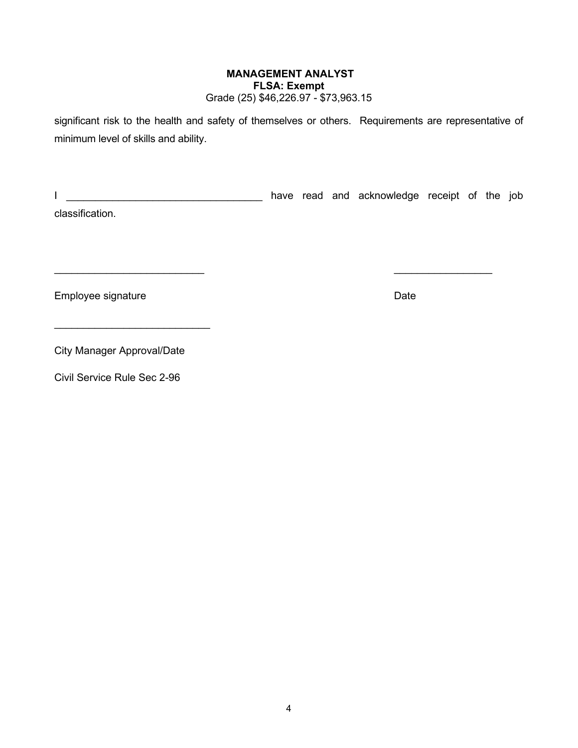**MANAGEMENT ANALYST**
**FLSA: Exempt**
Grade (25) $46,226.97 - $73,963.15

significant risk to the health and safety of themselves or others. Requirements are representative of minimum level of skills and ability.

I __________________________________ have read and acknowledge receipt of the job classification.

__________________________ &nbsp;&nbsp;&nbsp;&nbsp;&nbsp;&nbsp;&nbsp;&nbsp;&nbsp;&nbsp;&nbsp;&nbsp;&nbsp;&nbsp;&nbsp;&nbsp;&nbsp;&nbsp;&nbsp;&nbsp; _________________

Employee signature &nbsp;&nbsp;&nbsp;&nbsp;&nbsp;&nbsp;&nbsp;&nbsp;&nbsp;&nbsp;&nbsp;&nbsp;&nbsp;&nbsp;&nbsp;&nbsp;&nbsp;&nbsp;&nbsp;&nbsp;&nbsp;&nbsp;&nbsp;&nbsp;&nbsp;&nbsp;&nbsp;&nbsp;&nbsp;&nbsp;&nbsp;&nbsp; Date

___________________________

City Manager Approval/Date

Civil Service Rule Sec 2-96